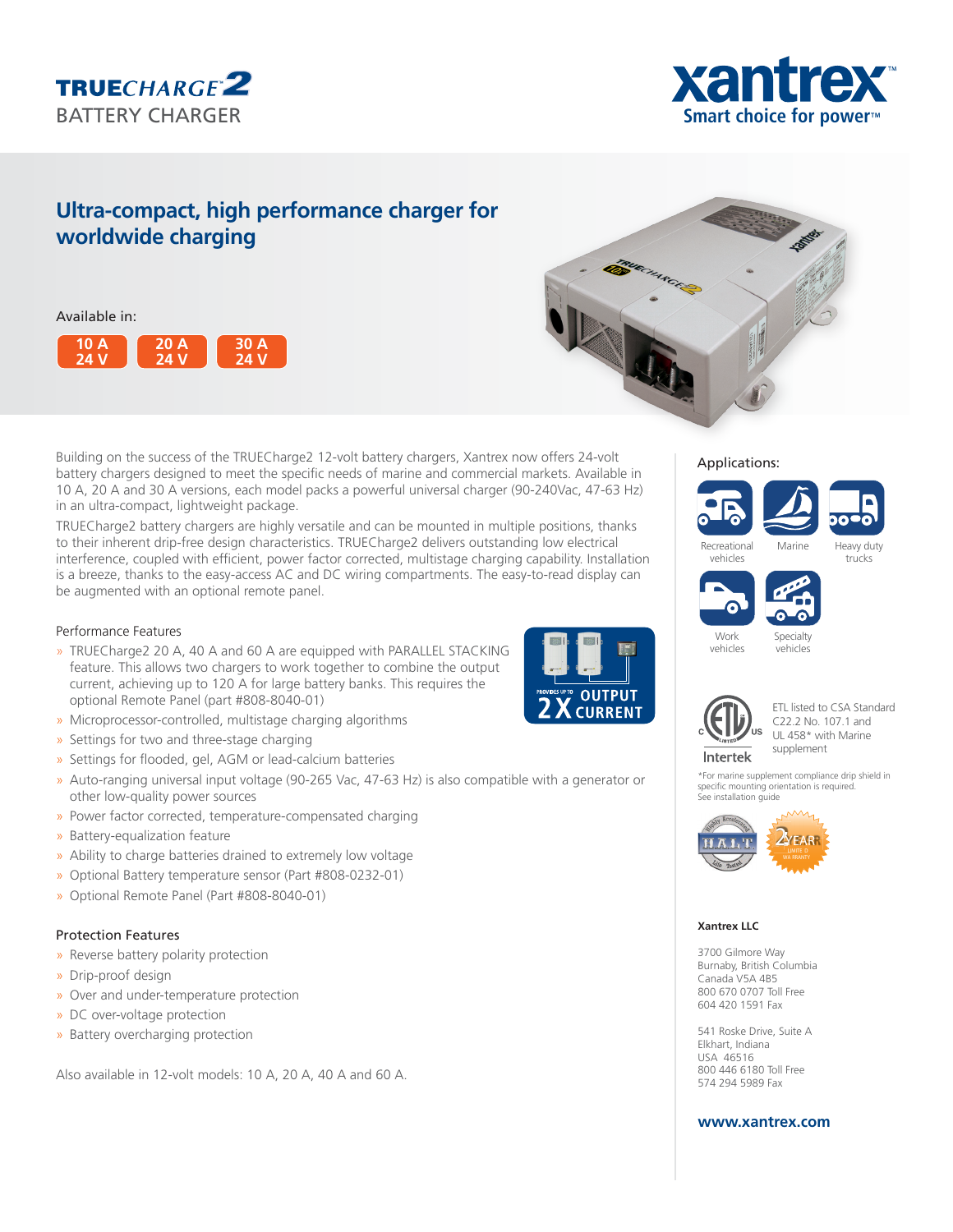# TRUECHARGE2 BATTERY CHARGER

xantrex
Smart choice for power™

## Ultra-compact, high performance charger for worldwide charging

Available in:

- 10 A 24 V
- 20 A 24 V
- 30 A 24 V

Building on the success of the TRUECharge2 12-volt battery chargers, Xantrex now offers 24-volt battery chargers designed to meet the specific needs of marine and commercial markets. Available in 10 A, 20 A and 30 A versions, each model packs a powerful universal charger (90-240Vac, 47-63 Hz) in an ultra-compact, lightweight package.

TRUECharge2 battery chargers are highly versatile and can be mounted in multiple positions, thanks to their inherent drip-free design characteristics. TRUECharge2 delivers outstanding low electrical interference, coupled with efficient, power factor corrected, multistage charging capability. Installation is a breeze, thanks to the easy-access AC and DC wiring compartments. The easy-to-read display can be augmented with an optional remote panel.

### Performance Features

- TRUECharge2 20 A, 40 A and 60 A are equipped with PARALLEL STACKING feature. This allows two chargers to work together to combine the output current, achieving up to 120 A for large battery banks. This requires the optional Remote Panel (part #808-8040-01)
- Microprocessor-controlled, multistage charging algorithms
- Settings for two and three-stage charging
- Settings for flooded, gel, AGM or lead-calcium batteries
- Auto-ranging universal input voltage (90-265 Vac, 47-63 Hz) is also compatible with a generator or other low-quality power sources
- Power factor corrected, temperature-compensated charging
- Battery-equalization feature
- Ability to charge batteries drained to extremely low voltage
- Optional Battery temperature sensor (Part #808-0232-01)
- Optional Remote Panel (Part #808-8040-01)

PROVIDES UP TO 2X OUTPUT CURRENT

### Protection Features

- Reverse battery polarity protection
- Drip-proof design
- Over and under-temperature protection
- DC over-voltage protection
- Battery overcharging protection

Also available in 12-volt models: 10 A, 20 A, 40 A and 60 A.

### Applications:

- Recreational vehicles
- Marine
- Heavy duty trucks
- Work vehicles
- Specialty vehicles

ETL listed to CSA Standard C22.2 No. 107.1 and UL 458* with Marine supplement

Intertek

*For marine supplement compliance drip shield in specific mounting orientation is required. See installation guide

HALT Highly Accelerated Life Tested

2 YEAR LIMITED WARRANTY

**Xantrex LLC**

3700 Gilmore Way
Burnaby, British Columbia
Canada V5A 4B5
800 670 0707 Toll Free
604 420 1591 Fax

541 Roske Drive, Suite A
Elkhart, Indiana
USA 46516
800 446 6180 Toll Free
574 294 5989 Fax

**www.xantrex.com**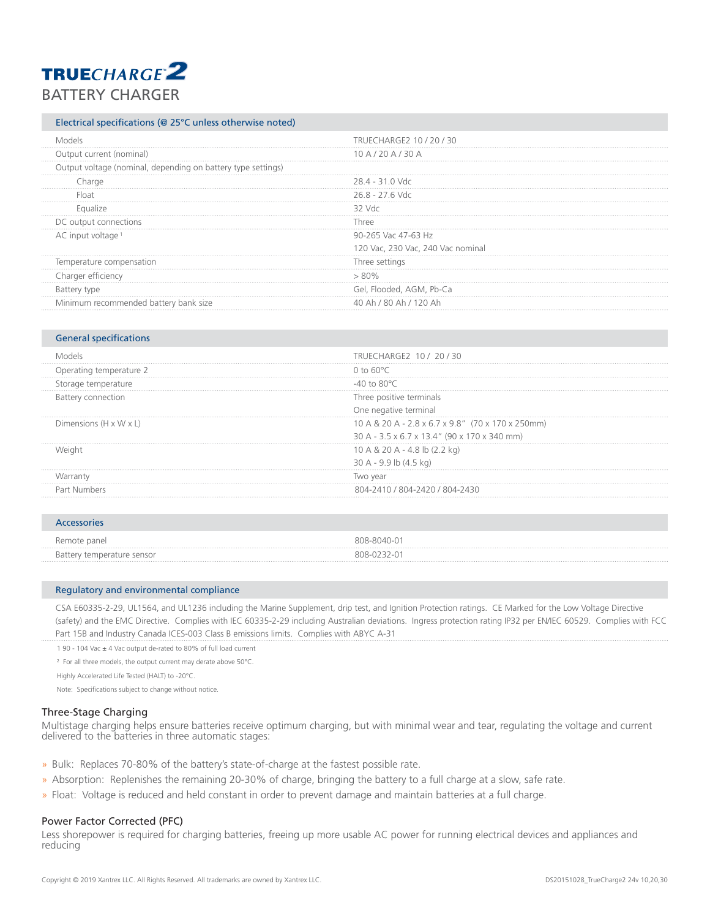# TRUECHARGE™2
## BATTERY CHARGER

| Electrical specifications (@ 25°C unless otherwise noted) | |
|---|---|
| Models | TRUECHARGE2 10 / 20 / 30 |
| Output current (nominal) | 10 A / 20 A / 30 A |
| Output voltage (nominal, depending on battery type settings) | |
| Charge | 28.4 - 31.0 Vdc |
| Float | 26.8 - 27.6 Vdc |
| Equalize | 32 Vdc |
| DC output connections | Three |
| AC input voltage [1] | 90-265 Vac 47-63 Hz<br>120 Vac, 230 Vac, 240 Vac nominal |
| Temperature compensation | Three settings |
| Charger efficiency | > 80% |
| Battery type | Gel, Flooded, AGM, Pb-Ca |
| Minimum recommended battery bank size | 40 Ah / 80 Ah / 120 Ah |

| General specifications | |
|---|---|
| Models | TRUECHARGE2 10 / 20 / 30 |
| Operating temperature 2 | 0 to 60°C |
| Storage temperature | -40 to 80°C |
| Battery connection | Three positive terminals<br>One negative terminal |
| Dimensions (H x W x L) | 10 A & 20 A - 2.8 x 6.7 x 9.8" (70 x 170 x 250mm)<br>30 A - 3.5 x 6.7 x 13.4" (90 x 170 x 340 mm) |
| Weight | 10 A & 20 A - 4.8 lb (2.2 kg)<br>30 A - 9.9 lb (4.5 kg) |
| Warranty | Two year |
| Part Numbers | 804-2410 / 804-2420 / 804-2430 |

| Accessories | |
|---|---|
| Remote panel | 808-8040-01 |
| Battery temperature sensor | 808-0232-01 |

### Regulatory and environmental compliance

CSA E60335-2-29, UL1564, and UL1236 including the Marine Supplement, drip test, and Ignition Protection ratings. CE Marked for the Low Voltage Directive (safety) and the EMC Directive. Complies with IEC 60335-2-29 including Australian deviations. Ingress protection rating IP32 per EN/IEC 60529. Complies with FCC Part 15B and Industry Canada ICES-003 Class B emissions limits. Complies with ABYC A-31

1 90 - 104 Vac ± 4 Vac output de-rated to 80% of full load current

2 For all three models, the output current may derate above 50°C.

Highly Accelerated Life Tested (HALT) to -20°C.

Note: Specifications subject to change without notice.

### Three-Stage Charging

Multistage charging helps ensure batteries receive optimum charging, but with minimal wear and tear, regulating the voltage and current delivered to the batteries in three automatic stages:

- Bulk: Replaces 70-80% of the battery's state-of-charge at the fastest possible rate.
- Absorption: Replenishes the remaining 20-30% of charge, bringing the battery to a full charge at a slow, safe rate.
- Float: Voltage is reduced and held constant in order to prevent damage and maintain batteries at a full charge.

### Power Factor Corrected (PFC)

Less shorepower is required for charging batteries, freeing up more usable AC power for running electrical devices and appliances and reducing

Copyright © 2019 Xantrex LLC. All Rights Reserved. All trademarks are owned by Xantrex LLC.

DS20151028_TrueCharge2 24v 10,20,30